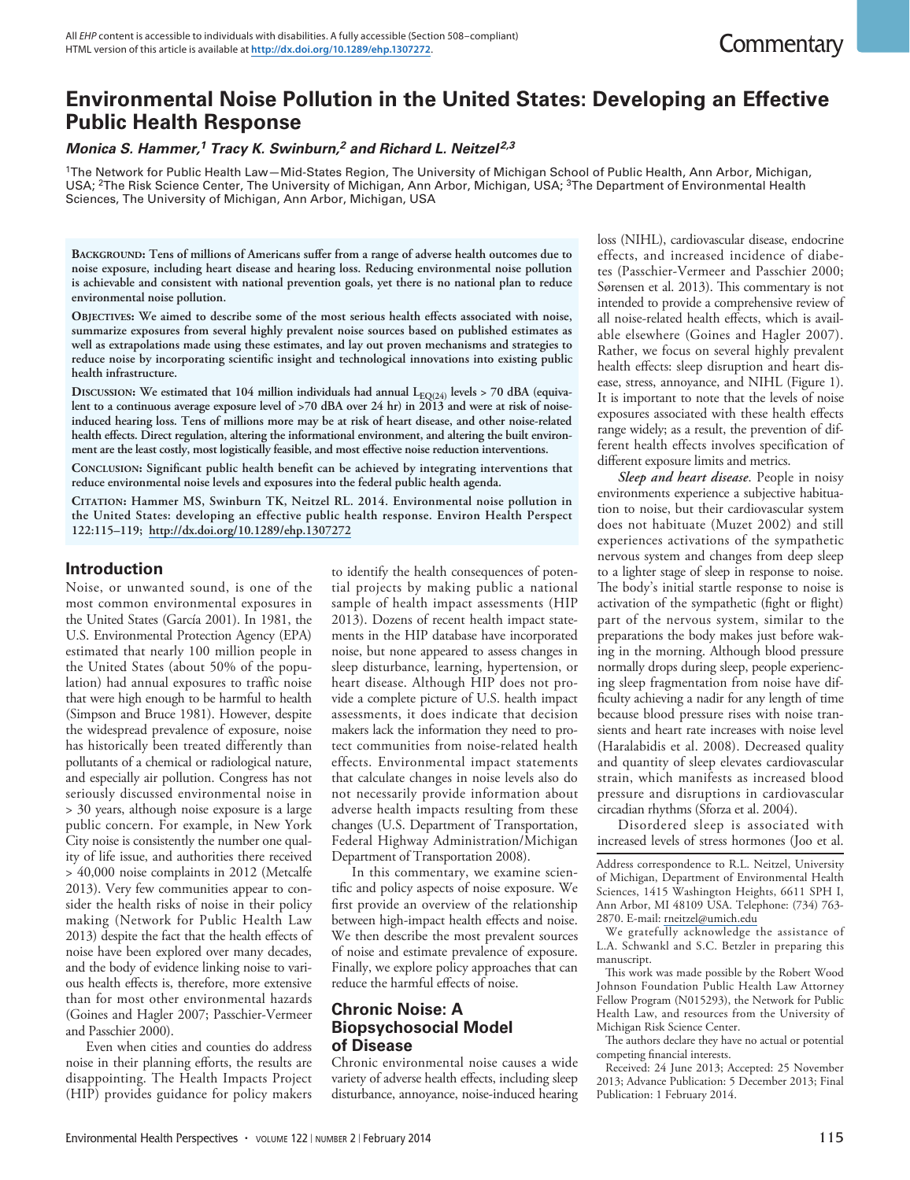All *EHP* content is accessible to individuals with disabilities. A fully accessible (Section 508–compliant) HTML version of this article is available at http://dx.doi.org/10.1289/ehp.1307272.

Commentary

# Environmental Noise Pollution in the United States: Developing an Effective Public Health Response

***Monica S. Hammer,[1] Tracy K. Swinburn,[2] and Richard L. Neitzel[2,3]***

[1]The Network for Public Health Law—Mid-States Region, The University of Michigan School of Public Health, Ann Arbor, Michigan, USA; [2]The Risk Science Center, The University of Michigan, Ann Arbor, Michigan, USA; [3]The Department of Environmental Health Sciences, The University of Michigan, Ann Arbor, Michigan, USA

**Background: Tens of millions of Americans suffer from a range of adverse health outcomes due to noise exposure, including heart disease and hearing loss. Reducing environmental noise pollution is achievable and consistent with national prevention goals, yet there is no national plan to reduce environmental noise pollution.**

**Objectives: We aimed to describe some of the most serious health effects associated with noise, summarize exposures from several highly prevalent noise sources based on published estimates as well as extrapolations made using these estimates, and lay out proven mechanisms and strategies to reduce noise by incorporating scientific insight and technological innovations into existing public health infrastructure.**

**Discussion: We estimated that 104 million individuals had annual $L_{EQ(24)}$ levels > 70 dBA (equivalent to a continuous average exposure level of >70 dBA over 24 hr) in 2013 and were at risk of noise-induced hearing loss. Tens of millions more may be at risk of heart disease, and other noise-related health effects. Direct regulation, altering the informational environment, and altering the built environment are the least costly, most logistically feasible, and most effective noise reduction interventions.**

**Conclusion: Significant public health benefit can be achieved by integrating interventions that reduce environmental noise levels and exposures into the federal public health agenda.**

**Citation: Hammer MS, Swinburn TK, Neitzel RL. 2014. Environmental noise pollution in the United States: developing an effective public health response. Environ Health Perspect 122:115–119; http://dx.doi.org/10.1289/ehp.1307272**

## Introduction

Noise, or unwanted sound, is one of the most common environmental exposures in the United States (García 2001). In 1981, the U.S. Environmental Protection Agency (EPA) estimated that nearly 100 million people in the United States (about 50% of the population) had annual exposures to traffic noise that were high enough to be harmful to health (Simpson and Bruce 1981). However, despite the widespread prevalence of exposure, noise has historically been treated differently than pollutants of a chemical or radiological nature, and especially air pollution. Congress has not seriously discussed environmental noise in > 30 years, although noise exposure is a large public concern. For example, in New York City noise is consistently the number one quality of life issue, and authorities there received > 40,000 noise complaints in 2012 (Metcalfe 2013). Very few communities appear to consider the health risks of noise in their policy making (Network for Public Health Law 2013) despite the fact that the health effects of noise have been explored over many decades, and the body of evidence linking noise to various health effects is, therefore, more extensive than for most other environmental hazards (Goines and Hagler 2007; Passchier-Vermeer and Passchier 2000).

Even when cities and counties do address noise in their planning efforts, the results are disappointing. The Health Impacts Project (HIP) provides guidance for policy makers to identify the health consequences of potential projects by making public a national sample of health impact assessments (HIP 2013). Dozens of recent health impact statements in the HIP database have incorporated noise, but none appeared to assess changes in sleep disturbance, learning, hypertension, or heart disease. Although HIP does not provide a complete picture of U.S. health impact assessments, it does indicate that decision makers lack the information they need to protect communities from noise-related health effects. Environmental impact statements that calculate changes in noise levels also do not necessarily provide information about adverse health impacts resulting from these changes (U.S. Department of Transportation, Federal Highway Administration/Michigan Department of Transportation 2008).

In this commentary, we examine scientific and policy aspects of noise exposure. We first provide an overview of the relationship between high-impact health effects and noise. We then describe the most prevalent sources of noise and estimate prevalence of exposure. Finally, we explore policy approaches that can reduce the harmful effects of noise.

## Chronic Noise: A Biopsychosocial Model of Disease

Chronic environmental noise causes a wide variety of adverse health effects, including sleep disturbance, annoyance, noise-induced hearing loss (NIHL), cardiovascular disease, endocrine effects, and increased incidence of diabetes (Passchier-Vermeer and Passchier 2000; Sørensen et al. 2013). This commentary is not intended to provide a comprehensive review of all noise-related health effects, which is available elsewhere (Goines and Hagler 2007). Rather, we focus on several highly prevalent health effects: sleep disruption and heart disease, stress, annoyance, and NIHL (Figure 1). It is important to note that the levels of noise exposures associated with these health effects range widely; as a result, the prevention of different health effects involves specification of different exposure limits and metrics.

***Sleep and heart disease.*** People in noisy environments experience a subjective habituation to noise, but their cardiovascular system does not habituate (Muzet 2002) and still experiences activations of the sympathetic nervous system and changes from deep sleep to a lighter stage of sleep in response to noise. The body's initial startle response to noise is activation of the sympathetic (fight or flight) part of the nervous system, similar to the preparations the body makes just before waking in the morning. Although blood pressure normally drops during sleep, people experiencing sleep fragmentation from noise have difficulty achieving a nadir for any length of time because blood pressure rises with noise transients and heart rate increases with noise level (Haralabidis et al. 2008). Decreased quality and quantity of sleep elevates cardiovascular strain, which manifests as increased blood pressure and disruptions in cardiovascular circadian rhythms (Sforza et al. 2004).

Disordered sleep is associated with increased levels of stress hormones (Joo et al.

Address correspondence to R.L. Neitzel, University of Michigan, Department of Environmental Health Sciences, 1415 Washington Heights, 6611 SPH I, Ann Arbor, MI 48109 USA. Telephone: (734) 763-2870. E-mail: rneitzel@umich.edu

We gratefully acknowledge the assistance of L.A. Schwankl and S.C. Betzler in preparing this manuscript.

This work was made possible by the Robert Wood Johnson Foundation Public Health Law Attorney Fellow Program (N015293), the Network for Public Health Law, and resources from the University of Michigan Risk Science Center.

The authors declare they have no actual or potential competing financial interests.

Received: 24 June 2013; Accepted: 25 November 2013; Advance Publication: 5 December 2013; Final Publication: 1 February 2014.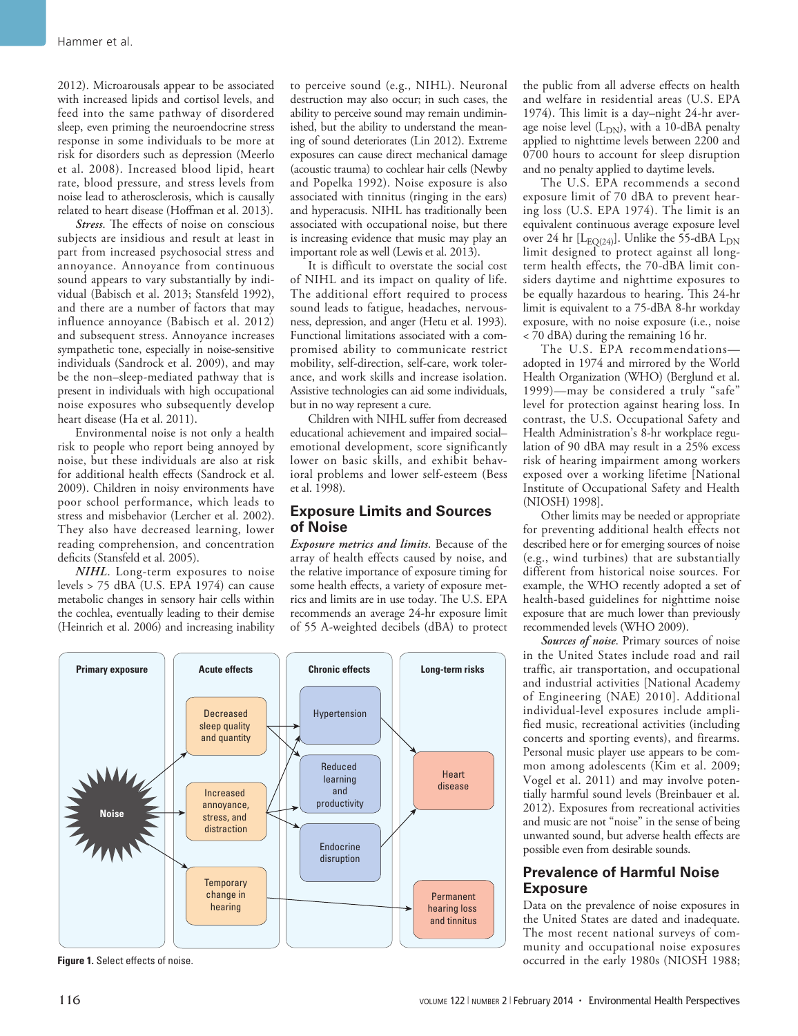2012). Microarousals appear to be associated with increased lipids and cortisol levels, and feed into the same pathway of disordered sleep, even priming the neuroendocrine stress response in some individuals to be more at risk for disorders such as depression (Meerlo et al. 2008). Increased blood lipid, heart rate, blood pressure, and stress levels from noise lead to atherosclerosis, which is causally related to heart disease (Hoffman et al. 2013).

*Stress*. The effects of noise on conscious subjects are insidious and result at least in part from increased psychosocial stress and annoyance. Annoyance from continuous sound appears to vary substantially by individual (Babisch et al. 2013; Stansfeld 1992), and there are a number of factors that may influence annoyance (Babisch et al. 2012) and subsequent stress. Annoyance increases sympathetic tone, especially in noise-sensitive individuals (Sandrock et al. 2009), and may be the non–sleep-mediated pathway that is present in individuals with high occupational noise exposures who subsequently develop heart disease (Ha et al. 2011).

Environmental noise is not only a health risk to people who report being annoyed by noise, but these individuals are also at risk for additional health effects (Sandrock et al. 2009). Children in noisy environments have poor school performance, which leads to stress and misbehavior (Lercher et al. 2002). They also have decreased learning, lower reading comprehension, and concentration deficits (Stansfeld et al. 2005).

*NIHL*. Long-term exposures to noise levels > 75 dBA (U.S. EPA 1974) can cause metabolic changes in sensory hair cells within the cochlea, eventually leading to their demise (Heinrich et al. 2006) and increasing inability to perceive sound (e.g., NIHL). Neuronal destruction may also occur; in such cases, the ability to perceive sound may remain undiminished, but the ability to understand the meaning of sound deteriorates (Lin 2012). Extreme exposures can cause direct mechanical damage (acoustic trauma) to cochlear hair cells (Newby and Popelka 1992). Noise exposure is also associated with tinnitus (ringing in the ears) and hyperacusis. NIHL has traditionally been associated with occupational noise, but there is increasing evidence that music may play an important role as well (Lewis et al. 2013).

It is difficult to overstate the social cost of NIHL and its impact on quality of life. The additional effort required to perceive sound leads to fatigue, headaches, nervousness, depression, and anger (Hetu et al. 1993). Functional limitations associated with a compromised ability to communicate restrict mobility, self-direction, self-care, work tolerance, and work skills and increase isolation. Assistive technologies can aid some individuals, but in no way represent a cure.

Children with NIHL suffer from decreased educational achievement and impaired social–emotional development, score significantly lower on basic skills, and exhibit behavioral problems and lower self-esteem (Bess et al. 1998).

## Exposure Limits and Sources of Noise

*Exposure metrics and limits*. Because of the array of health effects caused by noise, and the relative importance of exposure timing for some health effects, a variety of exposure metrics and limits are in use today. The U.S. EPA recommends an average 24-hr exposure limit of 55 A-weighted decibels (dBA) to protect the public from all adverse effects on health and welfare in residential areas (U.S. EPA 1974). This limit is a day–night 24-hr average noise level ($L_{DN}$), with a 10-dBA penalty applied to nighttime levels between 2200 and 0700 hours to account for sleep disruption and no penalty applied to daytime levels.

The U.S. EPA recommends a second exposure limit of 70 dBA to prevent hearing loss (U.S. EPA 1974). The limit is an equivalent continuous average exposure level over 24 hr [$L_{EQ(24)}$]. Unlike the 55-dBA $L_{DN}$ limit designed to protect against all long-term health effects, the 70-dBA limit considers daytime and nighttime exposures to be equally hazardous to hearing. This 24-hr limit is equivalent to a 75-dBA 8-hr workday exposure, with no noise exposure (i.e., noise < 70 dBA) during the remaining 16 hr.

The U.S. EPA recommendations—adopted in 1974 and mirrored by the World Health Organization (WHO) (Berglund et al. 1999)—may be considered a truly "safe" level for protection against hearing loss. In contrast, the U.S. Occupational Safety and Health Administration's 8-hr workplace regulation of 90 dBA may result in a 25% excess risk of hearing impairment among workers exposed over a working lifetime [National Institute of Occupational Safety and Health (NIOSH) 1998].

Other limits may be needed or appropriate for preventing additional health effects not described here or for emerging sources of noise (e.g., wind turbines) that are substantially different from historical noise sources. For example, the WHO recently adopted a set of health-based guidelines for nighttime noise exposure that are much lower than previously recommended levels (WHO 2009).

*Sources of noise*. Primary sources of noise in the United States include road and rail traffic, air transportation, and occupational and industrial activities [National Academy of Engineering (NAE) 2010]. Additional individual-level exposures include amplified music, recreational activities (including concerts and sporting events), and firearms. Personal music player use appears to be common among adolescents (Kim et al. 2009; Vogel et al. 2011) and may involve potentially harmful sound levels (Breinbauer et al. 2012). Exposures from recreational activities and music are not "noise" in the sense of being unwanted sound, but adverse health effects are possible even from desirable sounds.

## Prevalence of Harmful Noise Exposure

Data on the prevalence of noise exposures in the United States are dated and inadequate. The most recent national surveys of community and occupational noise exposures occurred in the early 1980s (NIOSH 1988;

| Primary exposure | Acute effects | Chronic effects | Long-term risks |
|---|---|---|---|
| Noise | Decreased sleep quality and quantity | Hypertension | Heart disease |
| | Increased annoyance, stress, and distraction | Reduced learning and productivity | |
| | Temporary change in hearing | Endocrine disruption | Permanent hearing loss and tinnitus |

**Figure 1.** Select effects of noise.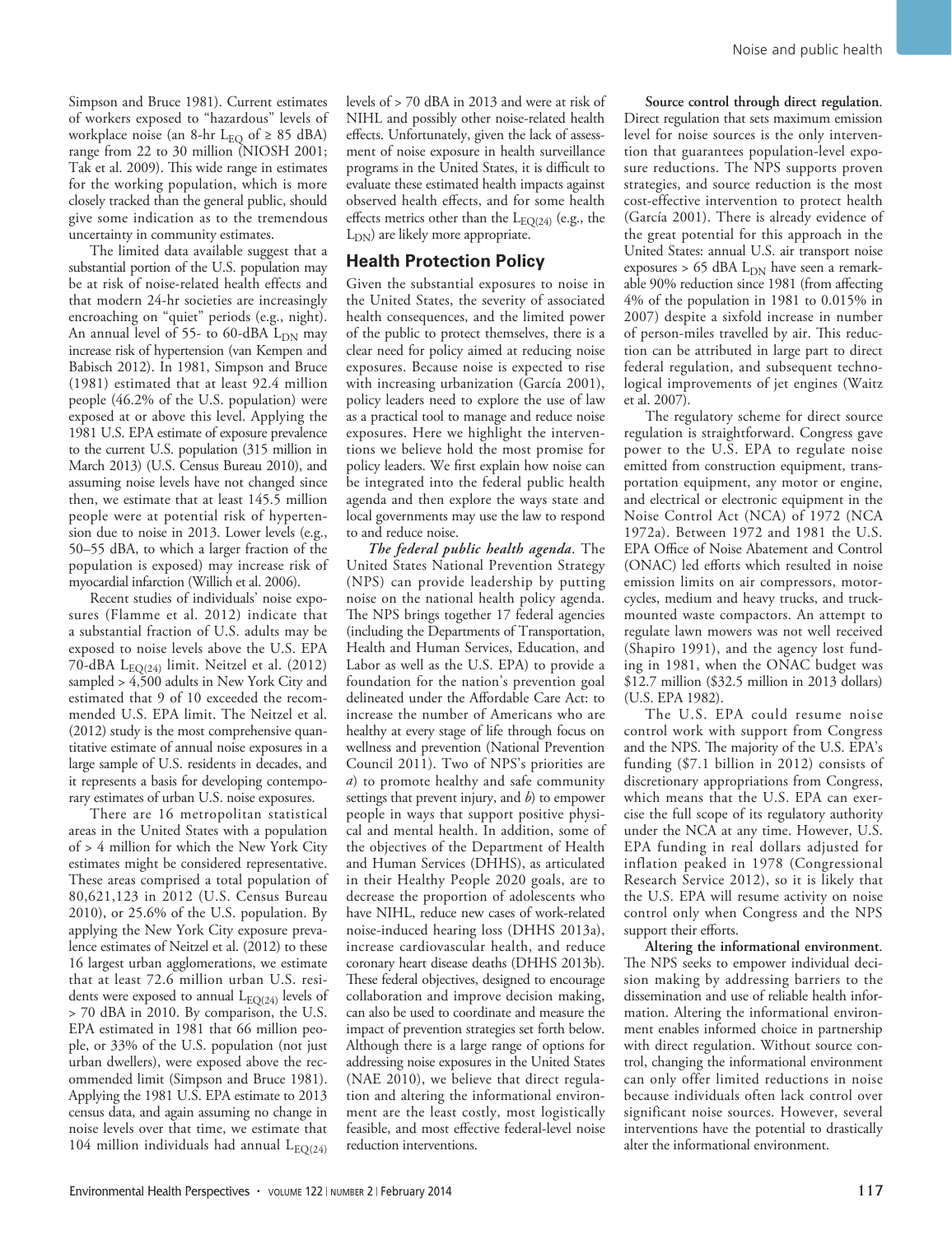Simpson and Bruce 1981). Current estimates of workers exposed to "hazardous" levels of workplace noise (an 8-hr $L_{EQ}$ of ≥ 85 dBA) range from 22 to 30 million (NIOSH 2001; Tak et al. 2009). This wide range in estimates for the working population, which is more closely tracked than the general public, should give some indication as to the tremendous uncertainty in community estimates.

The limited data available suggest that a substantial portion of the U.S. population may be at risk of noise-related health effects and that modern 24-hr societies are increasingly encroaching on "quiet" periods (e.g., night). An annual level of 55- to 60-dBA $L_{DN}$ may increase risk of hypertension (van Kempen and Babisch 2012). In 1981, Simpson and Bruce (1981) estimated that at least 92.4 million people (46.2% of the U.S. population) were exposed at or above this level. Applying the 1981 U.S. EPA estimate of exposure prevalence to the current U.S. population (315 million in March 2013) (U.S. Census Bureau 2010), and assuming noise levels have not changed since then, we estimate that at least 145.5 million people were at potential risk of hypertension due to noise in 2013. Lower levels (e.g., 50–55 dBA, to which a larger fraction of the population is exposed) may increase risk of myocardial infarction (Willich et al. 2006).

Recent studies of individuals' noise exposures (Flamme et al. 2012) indicate that a substantial fraction of U.S. adults may be exposed to noise levels above the U.S. EPA 70-dBA $L_{EQ(24)}$ limit. Neitzel et al. (2012) sampled > 4,500 adults in New York City and estimated that 9 of 10 exceeded the recommended U.S. EPA limit. The Neitzel et al. (2012) study is the most comprehensive quantitative estimate of annual noise exposures in a large sample of U.S. residents in decades, and it represents a basis for developing contemporary estimates of urban U.S. noise exposures.

There are 16 metropolitan statistical areas in the United States with a population of > 4 million for which the New York City estimates might be considered representative. These areas comprised a total population of 80,621,123 in 2012 (U.S. Census Bureau 2010), or 25.6% of the U.S. population. By applying the New York City exposure prevalence estimates of Neitzel et al. (2012) to these 16 largest urban agglomerations, we estimate that at least 72.6 million urban U.S. residents were exposed to annual $L_{EQ(24)}$ levels of > 70 dBA in 2010. By comparison, the U.S. EPA estimated in 1981 that 66 million people, or 33% of the U.S. population (not just urban dwellers), were exposed above the recommended limit (Simpson and Bruce 1981). Applying the 1981 U.S. EPA estimate to 2013 census data, and again assuming no change in noise levels over that time, we estimate that 104 million individuals had annual $L_{EQ(24)}$ levels of > 70 dBA in 2013 and were at risk of NIHL and possibly other noise-related health effects. Unfortunately, given the lack of assessment of noise exposure in health surveillance programs in the United States, it is difficult to evaluate these estimated health impacts against observed health effects, and for some health effects metrics other than the $L_{EQ(24)}$ (e.g., the $L_{DN}$) are likely more appropriate.

## Health Protection Policy

Given the substantial exposures to noise in the United States, the severity of associated health consequences, and the limited power of the public to protect themselves, there is a clear need for policy aimed at reducing noise exposures. Because noise is expected to rise with increasing urbanization (García 2001), policy leaders need to explore the use of law as a practical tool to manage and reduce noise exposures. Here we highlight the interventions we believe hold the most promise for policy leaders. We first explain how noise can be integrated into the federal public health agenda and then explore the ways state and local governments may use the law to respond to and reduce noise.

***The federal public health agenda***. The United States National Prevention Strategy (NPS) can provide leadership by putting noise on the national health policy agenda. The NPS brings together 17 federal agencies (including the Departments of Transportation, Health and Human Services, Education, and Labor as well as the U.S. EPA) to provide a foundation for the nation's prevention goal delineated under the Affordable Care Act: to increase the number of Americans who are healthy at every stage of life through focus on wellness and prevention (National Prevention Council 2011). Two of NPS's priorities are *a*) to promote healthy and safe community settings that prevent injury, and *b*) to empower people in ways that support positive physical and mental health. In addition, some of the objectives of the Department of Health and Human Services (DHHS), as articulated in their Healthy People 2020 goals, are to decrease the proportion of adolescents who have NIHL, reduce new cases of work-related noise-induced hearing loss (DHHS 2013a), increase cardiovascular health, and reduce coronary heart disease deaths (DHHS 2013b). These federal objectives, designed to encourage collaboration and improve decision making, can also be used to coordinate and measure the impact of prevention strategies set forth below. Although there is a large range of options for addressing noise exposures in the United States (NAE 2010), we believe that direct regulation and altering the informational environment are the least costly, most logistically feasible, and most effective federal-level noise reduction interventions.

**Source control through direct regulation**. Direct regulation that sets maximum emission level for noise sources is the only intervention that guarantees population-level exposure reductions. The NPS supports proven strategies, and source reduction is the most cost-effective intervention to protect health (García 2001). There is already evidence of the great potential for this approach in the United States: annual U.S. air transport noise exposures > 65 dBA $L_{DN}$ have seen a remarkable 90% reduction since 1981 (from affecting 4% of the population in 1981 to 0.015% in 2007) despite a sixfold increase in number of person-miles travelled by air. This reduction can be attributed in large part to direct federal regulation, and subsequent technological improvements of jet engines (Waitz et al. 2007).

The regulatory scheme for direct source regulation is straightforward. Congress gave power to the U.S. EPA to regulate noise emitted from construction equipment, transportation equipment, any motor or engine, and electrical or electronic equipment in the Noise Control Act (NCA) of 1972 (NCA 1972a). Between 1972 and 1981 the U.S. EPA Office of Noise Abatement and Control (ONAC) led efforts which resulted in noise emission limits on air compressors, motorcycles, medium and heavy trucks, and truck-mounted waste compactors. An attempt to regulate lawn mowers was not well received (Shapiro 1991), and the agency lost funding in 1981, when the ONAC budget was $12.7 million ($32.5 million in 2013 dollars) (U.S. EPA 1982).

The U.S. EPA could resume noise control work with support from Congress and the NPS. The majority of the U.S. EPA's funding ($7.1 billion in 2012) consists of discretionary appropriations from Congress, which means that the U.S. EPA can exercise the full scope of its regulatory authority under the NCA at any time. However, U.S. EPA funding in real dollars adjusted for inflation peaked in 1978 (Congressional Research Service 2012), so it is likely that the U.S. EPA will resume activity on noise control only when Congress and the NPS support their efforts.

**Altering the informational environment**. The NPS seeks to empower individual decision making by addressing barriers to the dissemination and use of reliable health information. Altering the informational environment enables informed choice in partnership with direct regulation. Without source control, changing the informational environment can only offer limited reductions in noise because individuals often lack control over significant noise sources. However, several interventions have the potential to drastically alter the informational environment.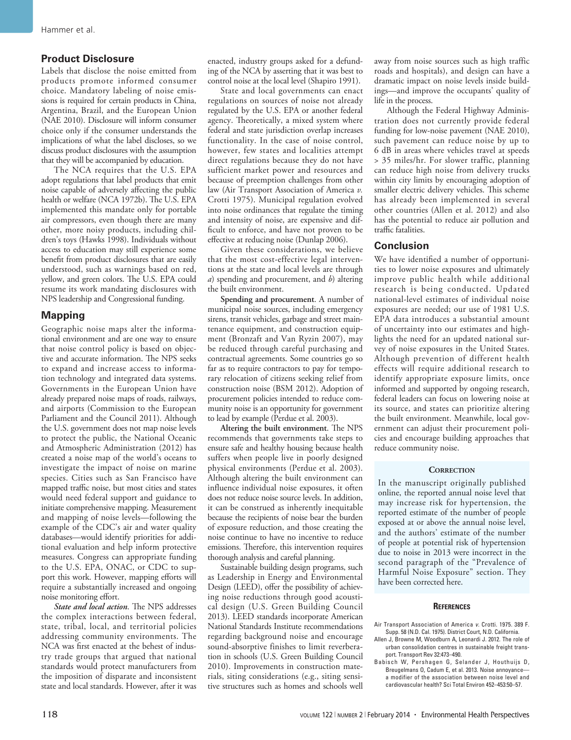## Product Disclosure

Labels that disclose the noise emitted from products promote informed consumer choice. Mandatory labeling of noise emissions is required for certain products in China, Argentina, Brazil, and the European Union (NAE 2010). Disclosure will inform consumer choice only if the consumer understands the implications of what the label discloses, so we discuss product disclosures with the assumption that they will be accompanied by education.

The NCA requires that the U.S. EPA adopt regulations that label products that emit noise capable of adversely affecting the public health or welfare (NCA 1972b). The U.S. EPA implemented this mandate only for portable air compressors, even though there are many other, more noisy products, including children's toys (Hawks 1998). Individuals without access to education may still experience some benefit from product disclosures that are easily understood, such as warnings based on red, yellow, and green colors. The U.S. EPA could resume its work mandating disclosures with NPS leadership and Congressional funding.

## Mapping

Geographic noise maps alter the informational environment and are one way to ensure that noise control policy is based on objective and accurate information. The NPS seeks to expand and increase access to information technology and integrated data systems. Governments in the European Union have already prepared noise maps of roads, railways, and airports (Commission to the European Parliament and the Council 2011). Although the U.S. government does not map noise levels to protect the public, the National Oceanic and Atmospheric Administration (2012) has created a noise map of the world's oceans to investigate the impact of noise on marine species. Cities such as San Francisco have mapped traffic noise, but most cities and states would need federal support and guidance to initiate comprehensive mapping. Measurement and mapping of noise levels—following the example of the CDC's air and water quality databases—would identify priorities for additional evaluation and help inform protective measures. Congress can appropriate funding to the U.S. EPA, ONAC, or CDC to support this work. However, mapping efforts will require a substantially increased and ongoing noise monitoring effort.

***State and local action***. The NPS addresses the complex interactions between federal, state, tribal, and territorial policies addressing community environments. The NCA was first enacted at the behest of industry trade groups that argued that national standards would protect manufacturers from the imposition of disparate and inconsistent state and local standards. However, after it was enacted, industry groups asked for a defunding of the NCA by asserting that it was best to control noise at the local level (Shapiro 1991).

State and local governments can enact regulations on sources of noise not already regulated by the U.S. EPA or another federal agency. Theoretically, a mixed system where federal and state jurisdiction overlap increases functionality. In the case of noise control, however, few states and localities attempt direct regulations because they do not have sufficient market power and resources and because of preemption challenges from other law (Air Transport Association of America *v.* Crotti 1975). Municipal regulation evolved into noise ordinances that regulate the timing and intensity of noise, are expensive and difficult to enforce, and have not proven to be effective at reducing noise (Dunlap 2006).

Given these considerations, we believe that the most cost-effective legal interventions at the state and local levels are through *a*) spending and procurement, and *b*) altering the built environment.

**Spending and procurement**. A number of municipal noise sources, including emergency sirens, transit vehicles, garbage and street maintenance equipment, and construction equipment (Bronzaft and Van Ryzin 2007), may be reduced through careful purchasing and contractual agreements. Some countries go so far as to require contractors to pay for temporary relocation of citizens seeking relief from construction noise (BSM 2012). Adoption of procurement policies intended to reduce community noise is an opportunity for government to lead by example (Perdue et al. 2003).

**Altering the built environment**. The NPS recommends that governments take steps to ensure safe and healthy housing because health suffers when people live in poorly designed physical environments (Perdue et al. 2003). Although altering the built environment can influence individual noise exposures, it often does not reduce noise source levels. In addition, it can be construed as inherently inequitable because the recipients of noise bear the burden of exposure reduction, and those creating the noise continue to have no incentive to reduce emissions. Therefore, this intervention requires thorough analysis and careful planning.

Sustainable building design programs, such as Leadership in Energy and Environmental Design (LEED), offer the possibility of achieving noise reductions through good acoustical design (U.S. Green Building Council 2013). LEED standards incorporate American National Standards Institute recommendations regarding background noise and encourage sound-absorptive finishes to limit reverberation in schools (U.S. Green Building Council 2010). Improvements in construction materials, siting considerations (e.g., siting sensitive structures such as homes and schools well away from noise sources such as high traffic roads and hospitals), and design can have a dramatic impact on noise levels inside buildings—and improve the occupants' quality of life in the process.

Although the Federal Highway Administration does not currently provide federal funding for low-noise pavement (NAE 2010), such pavement can reduce noise by up to 6 dB in areas where vehicles travel at speeds > 35 miles/hr. For slower traffic, planning can reduce high noise from delivery trucks within city limits by encouraging adoption of smaller electric delivery vehicles. This scheme has already been implemented in several other countries (Allen et al. 2012) and also has the potential to reduce air pollution and traffic fatalities.

## Conclusion

We have identified a number of opportunities to lower noise exposures and ultimately improve public health while additional research is being conducted. Updated national-level estimates of individual noise exposures are needed; our use of 1981 U.S. EPA data introduces a substantial amount of uncertainty into our estimates and highlights the need for an updated national survey of noise exposures in the United States. Although prevention of different health effects will require additional research to identify appropriate exposure limits, once informed and supported by ongoing research, federal leaders can focus on lowering noise at its source, and states can prioritize altering the built environment. Meanwhile, local government can adjust their procurement policies and encourage building approaches that reduce community noise.

### Correction

In the manuscript originally published online, the reported annual noise level that may increase risk for hypertension, the reported estimate of the number of people exposed at or above the annual noise level, and the authors' estimate of the number of people at potential risk of hypertension due to noise in 2013 were incorrect in the second paragraph of the "Prevalence of Harmful Noise Exposure" section. They have been corrected here.

### References

Air Transport Association of America *v.* Crotti. 1975. 389 F. Supp. 58 (N.D. Cal. 1975). District Court, N.D. California.

Allen J, Browne M, Woodburn A, Leonardi J. 2012. The role of urban consolidation centres in sustainable freight transport. Transport Rev 32:473–490.

Babisch W, Pershagen G, Selander J, Houthuijs D, Breugelmans O, Cadum E, et al. 2013. Noise annoyance—a modifier of the association between noise level and cardiovascular health? Sci Total Environ 452–453:50–57.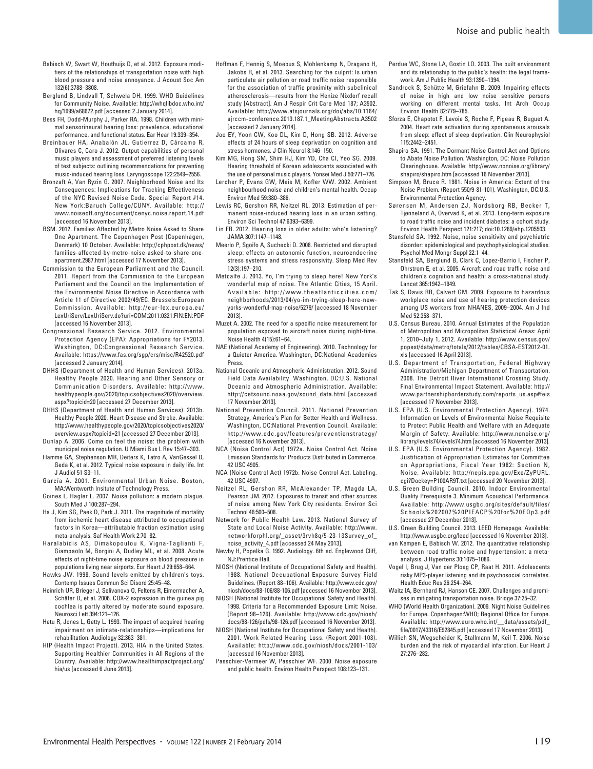Babisch W, Swart W, Houthuijs D, et al. 2012. Exposure modifiers of the relationships of transportation noise with high blood pressure and noise annoyance. J Acoust Soc Am 132(6):3788–3808.

Berglund B, Lindvall T, Schwela DH. 1999. WHO Guidelines for Community Noise. Available: http://whqlibdoc.who.int/hq/1999/a68672.pdf [accessed 2 January 2014].

Bess FH, Dodd-Murphy J, Parker RA. 1998. Children with minimal sensorineural hearing loss: prevalence, educational performance, and functional status. Ear Hear 19:339–354.

Breinbauer HA, Anabalón JL, Gutierrez D, Cárcamo R, Olivares C, Caro J. 2012. Output capabilities of personal music players and assessment of preferred listening levels of test subjects: outlining recommendations for preventing music-induced hearing loss. Laryngoscope 122:2549–2556.

Bronzaft A, Van Ryzin G. 2007. Neighborhood Noise and Its Consequences: Implications for Tracking Effectiveness of the NYC Revised Noise Code. Special Report #14. New York:Baruch College/CUNY. Available: http://www.noiseoff.org/document/cenyc.noise.report.14.pdf [accessed 16 November 2013].

BSM. 2012. Families Affected by Metro Noise Asked to Share One Apartment. The Copenhagen Post (Copenhagen, Denmark) 10 October. Available: http://cphpost.dk/news/families-affected-by-metro-noise-asked-to-share-one-apartment.2987.html [accessed 17 November 2013].

Commission to the European Parliament and the Council. 2011. Report from the Commission to the European Parliament and the Council on the Implementation of the Environmental Noise Directive in Accordance with Article 11 of Directive 2002/49/EC. Brussels:European Commission. Available: http://eur-lex.europa.eu/LexUriServ/LexUriServ.do?uri=COM:2011:0321:FIN:EN:PDF [accessed 16 November 2013].

Congressional Research Service. 2012. Environmental Protection Agency (EPA): Appropriations for FY2013. Washington, DC:Congressional Research Service. Available: https://www.fas.org/sgp/crs/misc/R42520.pdf [accessed 2 January 2014].

DHHS (Department of Health and Human Services). 2013a. Healthy People 2020. Hearing and Other Sensory or Communication Disorders. Available: http://www.healthypeople.gov/2020/topicsobjectives2020/overview.aspx?topicid=20 [accessed 27 December 2013].

DHHS (Department of Health and Human Services). 2013b. Healthy People 2020. Heart Disease and Stroke. Available: http://www.healthypeople.gov/2020/topicsobjectives2020/overview.aspx?topicid=21 [accessed 27 December 2013].

Dunlap A. 2006. Come on feel the noise: the problem with municipal noise regulation. U Miami Bus L Rev 15:47–303.

Flamme GA, Stephenson MR, Deiters K, Tatro A, VanGessel D, Geda K, et al. 2012. Typical noise exposure in daily life. Int J Audiol 51 S3–11.

García A. 2001. Environmental Urban Noise. Boston, MA:Wentworth Insitute of Technology Press.

Goines L, Hagler L. 2007. Noise pollution: a modern plague. South Med J 100:287–294.

Ha J, Kim SG, Paek D, Park J. 2011. The magnitude of mortality from ischemic heart disease attributed to occupational factors in Korea—attributable fraction estimation using meta-analysis. Saf Health Work 2:70–82.

Haralabidis AS, Dimakopoulou K, Vigna-Taglianti F, Giampaolo M, Borgini A, Dudley ML, et al. 2008. Acute effects of night-time noise exposure on blood pressure in populations living near airports. Eur Heart J 29:658–664.

Hawks JW. 1998. Sound levels emitted by children's toys. Contemp Issues Commun Sci Disord 25:45–48.

Heinrich UR, Brieger J, Selivanova O, Feltens R, Eimermacher A, Schäfer D, et al. 2006. COX-2 expression in the guinea pig cochlea is partly altered by moderate sound exposure. Neurosci Lett 394:121–126.

Hetu R, Jones L, Getty L. 1993. The impact of acquired hearing impairment on intimate-relationships—implications for rehabilitation. Audiology 32:363–381.

HIP (Health Impact Project). 2013. HIA in the United States. Supporting Healthier Communities in All Regions of the Country. Available: http://www.healthimpactproject.org/hia/us [accessed 6 June 2013].

Hoffman F, Hennig S, Moebus S, Mohlenkamp N, Dragano H, Jakobs R, et al. 2013. Searching for the culprit: Is urban particulate air pollution or road traffic noise responsible for the association of traffic proximity with subclinical atherosclerosis—results from the Henize Nixdorf recall study [Abstract]. Am J Respir Crit Care Med 187; A3502. Available: http://www.atsjournals.org/doi/abs/10.1164/ajrccm-conference.2013.187.1_MeetingAbstracts.A3502 [accessed 2 January 2014].

Joo EY, Yoon CW, Koo DL, Kim D, Hong SB. 2012. Adverse effects of 24 hours of sleep deprivation on cognition and stress hormones. J Clin Neurol 8:146–150.

Kim MG, Hong SM, Shim HJ, Kim YD, Cha CI, Yeo SG. 2009. Hearing threshold of Korean adolescents associated with the use of personal music players. Yonsei Med J 50:771–776.

Lercher P, Evans GW, Meis M, Kofler WW. 2002. Ambient neighbourhood noise and children's mental health. Occup Environ Med 59:380–386.

Lewis RC, Gershon RR, Neitzel RL. 2013. Estimation of permanent noise-induced hearing loss in an urban setting. Environ Sci Technol 47:6393–6399.

Lin FR. 2012. Hearing loss in older adults: who's listening? JAMA 307:1147–1148.

Meerlo P, Sgoifo A, Suchecki D. 2008. Restricted and disrupted sleep: effects on autonomic function, neuroendocrine stress systems and stress responsivity. Sleep Med Rev 12(3):197–210.

Metcalfe J. 2013. Yo, I'm trying to sleep here! New York's wonderful map of noise. The Atlantic Cities, 15 April. Available: http://www.theatlanticcities.com/neighborhoods/2013/04/yo-im-trying-sleep-here-new-yorks-wonderful-map-noise/5279/ [accessed 18 November 2013].

Muzet A. 2002. The need for a specific noise measurement for population exposed to aircraft noise during night-time. Noise Health 4(15):61–64.

NAE (National Academy of Engineering). 2010. Technology for a Quieter America. Washington, DC:National Academies Press.

National Oceanic and Atmospheric Administration. 2012. Sound Field Data Availability. Washington, DC:U.S. National Oceanic and Atmospheric Administration. Available: http://cetsound.noaa.gov/sound_data.html [accessed 17 November 2013].

National Prevention Council. 2011. National Prevention Strategy, America's Plan for Better Health and Wellness. Washington, DC:National Prevention Council. Available: http://www.cdc.gov/features/preventionstrategy/ [accessed 16 November 2013].

NCA (Noise Control Act) 1972a. Noise Control Act. Noise Emission Standards for Products Distributed in Commerce. 42 USC 4905.

NCA (Noise Control Act) 1972b. Noise Control Act. Labeling. 42 USC 4907.

Neitzel RL, Gershon RR, McAlexander TP, Magda LA, Pearson JM. 2012. Exposures to transit and other sources of noise among New York City residents. Environ Sci Technol 46:500–508.

Network for Public Health Law. 2013. National Survey of State and Local Noise Activity. Available: http://www.networkforphl.org/_asset/3rvh8q/5-23-13Survey_of_noise_activity_4.pdf [accessed 24 May 2013].

Newby H, Popelka G. 1992. Audiology. 6th ed. Englewood Cliff, NJ:Prentice Hall.

NIOSH (National Institute of Occupational Safety and Health). 1988. National Occupational Exposure Survey Field Guidelines. (Report 88–106). Available: http://www.cdc.gov/niosh/docs/88-106/88-106.pdf [accessed 16 November 2013].

NIOSH (National Institute for Occupational Safety and Health). 1998. Criteria for a Recommended Exposure Limit: Noise. (Report 98–126). Available: http://www.cdc.gov/niosh/docs/98-126/pdfs/98-126.pdf [accessed 16 November 2013].

NIOSH (National Institute for Occupational Safety and Health). 2001. Work Related Hearing Loss. (Report 2001-103). Available: http://www.cdc.gov/niosh/docs/2001-103/ [accessed 16 November 2013].

Passchier-Vermeer W, Passchier WF. 2000. Noise exposure and public health. Environ Health Perspect 108:123–131.

Perdue WC, Stone LA, Gostin LO. 2003. The built environment and its relationship to the public's health: the legal framework. Am J Public Health 93:1390–1394.

Sandrock S, Schütte M, Griefahn B. 2009. Impairing effects of noise in high and low noise sensitive persons working on different mental tasks. Int Arch Occup Environ Health 82:779–785.

Sforza E, Chapotot F, Lavoie S, Roche F, Pigeau R, Buguet A. 2004. Heart rate activation during spontaneous arousals from sleep: effect of sleep deprivation. Clin Neurophysiol 115:2442–2451.

Shapiro SA. 1991. The Dormant Noise Control Act and Options to Abate Noise Pollution. Washington, DC: Noise Pollution Clearinghouse. Available: http://www.nonoise.org/library/shapiro/shapiro.htm [accessed 16 November 2013].

Simpson M, Bruce R. 1981. Noise in America: Extent of the Noise Problem. (Report 550/9-81-101). Washington, DC:U.S. Environmental Protection Agency.

Sørensen M, Andersen ZJ, Nordsborg RB, Becker T, Tjønneland A, Overvad K, et al. 2013. Long-term exposure to road traffic noise and incident diabetes: a cohort study. Environ Health Perspect 121:217; doi:10.1289/ehp.1205503.

Stansfeld SA. 1992. Noise, noise sensitivity and psychiatric disorder: epidemiological and psychophysiological studies. Psychol Med Mongr Suppl 22:1–44.

Stansfeld SA, Berglund B, Clark C, Lopez-Barrio I, Fischer P, Ohrstrom E, et al. 2005. Aircraft and road traffic noise and children's cognition and health: a cross-national study. Lancet 365:1942–1949.

Tak S, Davis RR, Calvert GM. 2009. Exposure to hazardous workplace noise and use of hearing protection devices among US workers from NHANES, 2009–2004. Am J Ind Med 52:358–371.

U.S. Census Bureau. 2010. Annual Estimates of the Population of Metropolitan and Micropolitan Statistical Areas: April 1, 2010–July 1, 2012. Available: http://www.census.gov/popest/data/metro/totals/2012/tables/CBSA-EST2012-01.xls [accessed 16 April 2013].

U.S. Department of Transportation, Federal Highway Administration/Michigan Department of Transportation. 2008. The Detroit River International Crossing Study. Final Environmental Impact Statement. Available: http://www.partnershipborderstudy.com/reports_us.asp#feis [accessed 17 November 2013].

U.S. EPA (U.S. Environmental Protection Agency). 1974. Information on Levels of Environmental Noise Requisite to Protect Public Health and Welfare with an Adequate Margin of Safety. Available: http://www.nonoise.org/library/levels74/levels74.htm [accessed 16 November 2013].

U.S. EPA (U.S. Environmental Protection Agency). 1982. Justification of Appropriation Estimates for Committee on Appropriations, Fiscal Year 1982: Section N, Noise. Available: http://nepis.epa.gov/Exe/ZyPURL.cgi?Dockey=P100AR9T.txt [accessed 20 November 2013].

U.S. Green Building Council. 2010. Indoor Environmental Quality Prerequisite 3. Minimum Acoustical Performance. Available: http://www.usgbc.org/sites/default/files/Schools%202007%20PIEACP%20for%20EQp3.pdf [accessed 27 December 2013].

U.S. Green Building Council. 2013. LEED Homepage. Available: http://www.usgbc.org/leed [accessed 16 November 2013].

van Kempen E, Babisch W. 2012. The quantitative relationship between road traffic noise and hypertension: a meta-analysis. J Hypertens 30:1075–1086.

Vogel I, Brug J, Van der Ploeg CP, Raat H. 2011. Adolescents risky MP3-player listening and its psychosocial correlates. Health Educ Res 26:254–264.

Waitz IA, Bernhard RJ, Hanson CE. 2007. Challenges and promises in mitigating transportation noise. Bridge 37:25–32.

WHO (World Health Organization). 2009. Night Noise Guidelines for Europe. Copenhagen:WHO; Regional Office for Europe. Available: http://www.euro.who.int/__data/assets/pdf_file/0017/43316/E92845.pdf [accessed 17 November 2013].

Willich SN, Wegscheider K, Stallmann M, Keil T. 2006. Noise burden and the risk of myocardial infarction. Eur Heart J 27:276–282.